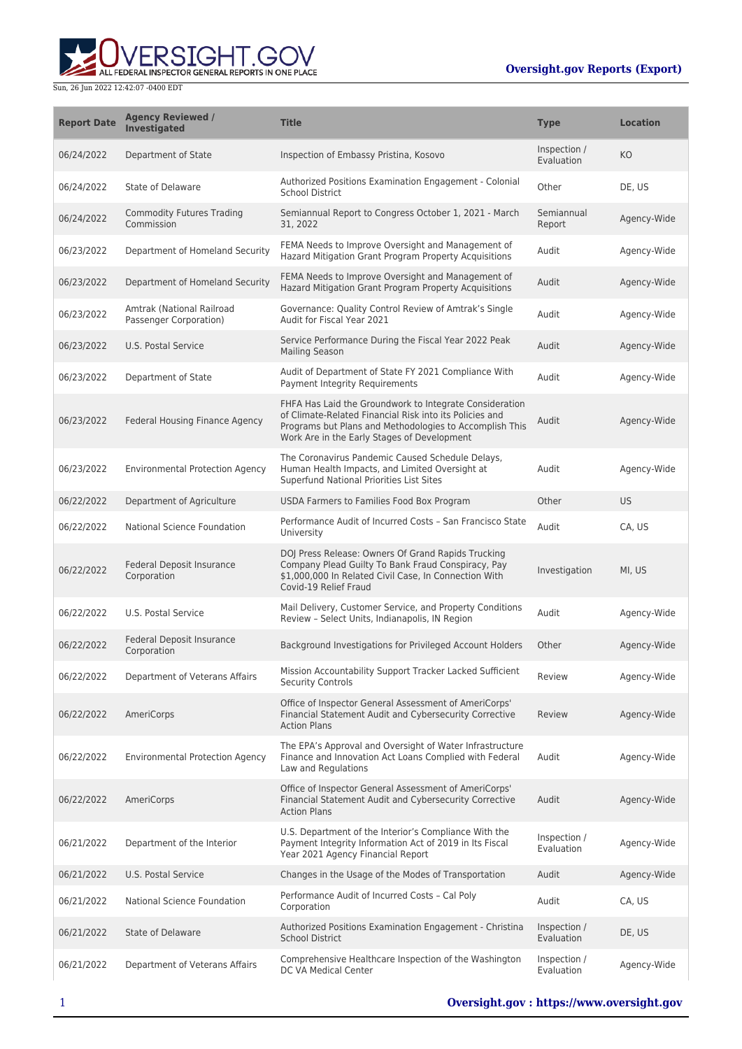**Oversight.gov Reports (Export)**

Sun, 26 Jun 2022 12:42:07 -0400 EDT

| Report Date | Agency Reviewed / Investigated | Title | Type | Location |
|---|---|---|---|---|
| 06/24/2022 | Department of State | Inspection of Embassy Pristina, Kosovo | Inspection / Evaluation | KO |
| 06/24/2022 | State of Delaware | Authorized Positions Examination Engagement - Colonial School District | Other | DE, US |
| 06/24/2022 | Commodity Futures Trading Commission | Semiannual Report to Congress October 1, 2021 - March 31, 2022 | Semiannual Report | Agency-Wide |
| 06/23/2022 | Department of Homeland Security | FEMA Needs to Improve Oversight and Management of Hazard Mitigation Grant Program Property Acquisitions | Audit | Agency-Wide |
| 06/23/2022 | Department of Homeland Security | FEMA Needs to Improve Oversight and Management of Hazard Mitigation Grant Program Property Acquisitions | Audit | Agency-Wide |
| 06/23/2022 | Amtrak (National Railroad Passenger Corporation) | Governance: Quality Control Review of Amtrak's Single Audit for Fiscal Year 2021 | Audit | Agency-Wide |
| 06/23/2022 | U.S. Postal Service | Service Performance During the Fiscal Year 2022 Peak Mailing Season | Audit | Agency-Wide |
| 06/23/2022 | Department of State | Audit of Department of State FY 2021 Compliance With Payment Integrity Requirements | Audit | Agency-Wide |
| 06/23/2022 | Federal Housing Finance Agency | FHFA Has Laid the Groundwork to Integrate Consideration of Climate-Related Financial Risk into its Policies and Programs but Plans and Methodologies to Accomplish This Work Are in the Early Stages of Development | Audit | Agency-Wide |
| 06/23/2022 | Environmental Protection Agency | The Coronavirus Pandemic Caused Schedule Delays, Human Health Impacts, and Limited Oversight at Superfund National Priorities List Sites | Audit | Agency-Wide |
| 06/22/2022 | Department of Agriculture | USDA Farmers to Families Food Box Program | Other | US |
| 06/22/2022 | National Science Foundation | Performance Audit of Incurred Costs – San Francisco State University | Audit | CA, US |
| 06/22/2022 | Federal Deposit Insurance Corporation | DOJ Press Release: Owners Of Grand Rapids Trucking Company Plead Guilty To Bank Fraud Conspiracy, Pay $1,000,000 In Related Civil Case, In Connection With Covid-19 Relief Fraud | Investigation | MI, US |
| 06/22/2022 | U.S. Postal Service | Mail Delivery, Customer Service, and Property Conditions Review – Select Units, Indianapolis, IN Region | Audit | Agency-Wide |
| 06/22/2022 | Federal Deposit Insurance Corporation | Background Investigations for Privileged Account Holders | Other | Agency-Wide |
| 06/22/2022 | Department of Veterans Affairs | Mission Accountability Support Tracker Lacked Sufficient Security Controls | Review | Agency-Wide |
| 06/22/2022 | AmeriCorps | Office of Inspector General Assessment of AmeriCorps' Financial Statement Audit and Cybersecurity Corrective Action Plans | Review | Agency-Wide |
| 06/22/2022 | Environmental Protection Agency | The EPA's Approval and Oversight of Water Infrastructure Finance and Innovation Act Loans Complied with Federal Law and Regulations | Audit | Agency-Wide |
| 06/22/2022 | AmeriCorps | Office of Inspector General Assessment of AmeriCorps' Financial Statement Audit and Cybersecurity Corrective Action Plans | Audit | Agency-Wide |
| 06/21/2022 | Department of the Interior | U.S. Department of the Interior's Compliance With the Payment Integrity Information Act of 2019 in Its Fiscal Year 2021 Agency Financial Report | Inspection / Evaluation | Agency-Wide |
| 06/21/2022 | U.S. Postal Service | Changes in the Usage of the Modes of Transportation | Audit | Agency-Wide |
| 06/21/2022 | National Science Foundation | Performance Audit of Incurred Costs – Cal Poly Corporation | Audit | CA, US |
| 06/21/2022 | State of Delaware | Authorized Positions Examination Engagement - Christina School District | Inspection / Evaluation | DE, US |
| 06/21/2022 | Department of Veterans Affairs | Comprehensive Healthcare Inspection of the Washington DC VA Medical Center | Inspection / Evaluation | Agency-Wide |

**Oversight.gov : https://www.oversight.gov**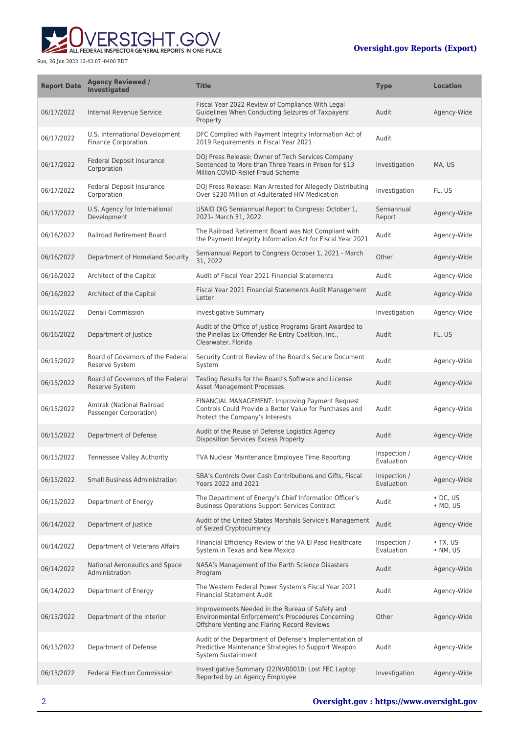| Report Date | Agency Reviewed / Investigated | Title | Type | Location |
| --- | --- | --- | --- | --- |
| 06/17/2022 | Internal Revenue Service | Fiscal Year 2022 Review of Compliance With Legal Guidelines When Conducting Seizures of Taxpayers' Property | Audit | Agency-Wide |
| 06/17/2022 | U.S. International Development Finance Corporation | DFC Complied with Payment Integrity Information Act of 2019 Requirements in Fiscal Year 2021 | Audit | |
| 06/17/2022 | Federal Deposit Insurance Corporation | DOJ Press Release: Owner of Tech Services Company Sentenced to More than Three Years in Prison for $13 Million COVID-Relief Fraud Scheme | Investigation | MA, US |
| 06/17/2022 | Federal Deposit Insurance Corporation | DOJ Press Release: Man Arrested for Allegedly Distributing Over $230 Million of Adulterated HIV Medication | Investigation | FL, US |
| 06/17/2022 | U.S. Agency for International Development | USAID OIG Semiannual Report to Congress: October 1, 2021- March 31, 2022 | Semiannual Report | Agency-Wide |
| 06/16/2022 | Railroad Retirement Board | The Railroad Retirement Board was Not Compliant with the Payment Integrity Information Act for Fiscal Year 2021 | Audit | Agency-Wide |
| 06/16/2022 | Department of Homeland Security | Semiannual Report to Congress October 1, 2021 - March 31, 2022 | Other | Agency-Wide |
| 06/16/2022 | Architect of the Capitol | Audit of Fiscal Year 2021 Financial Statements | Audit | Agency-Wide |
| 06/16/2022 | Architect of the Capitol | Fiscal Year 2021 Financial Statements Audit Management Letter | Audit | Agency-Wide |
| 06/16/2022 | Denali Commission | Investigative Summary | Investigation | Agency-Wide |
| 06/16/2022 | Department of Justice | Audit of the Office of Justice Programs Grant Awarded to the Pinellas Ex-Offender Re-Entry Coalition, Inc., Clearwater, Florida | Audit | FL, US |
| 06/15/2022 | Board of Governors of the Federal Reserve System | Security Control Review of the Board's Secure Document System | Audit | Agency-Wide |
| 06/15/2022 | Board of Governors of the Federal Reserve System | Testing Results for the Board's Software and License Asset Management Processes | Audit | Agency-Wide |
| 06/15/2022 | Amtrak (National Railroad Passenger Corporation) | FINANCIAL MANAGEMENT: Improving Payment Request Controls Could Provide a Better Value for Purchases and Protect the Company's Interests | Audit | Agency-Wide |
| 06/15/2022 | Department of Defense | Audit of the Reuse of Defense Logistics Agency Disposition Services Excess Property | Audit | Agency-Wide |
| 06/15/2022 | Tennessee Valley Authority | TVA Nuclear Maintenance Employee Time Reporting | Inspection / Evaluation | Agency-Wide |
| 06/15/2022 | Small Business Administration | SBA's Controls Over Cash Contributions and Gifts, Fiscal Years 2022 and 2021 | Inspection / Evaluation | Agency-Wide |
| 06/15/2022 | Department of Energy | The Department of Energy's Chief Information Officer's Business Operations Support Services Contract | Audit | • DC, US<br>• MD, US |
| 06/14/2022 | Department of Justice | Audit of the United States Marshals Service's Management of Seized Cryptocurrency | Audit | Agency-Wide |
| 06/14/2022 | Department of Veterans Affairs | Financial Efficiency Review of the VA El Paso Healthcare System in Texas and New Mexico | Inspection / Evaluation | • TX, US<br>• NM, US |
| 06/14/2022 | National Aeronautics and Space Administration | NASA's Management of the Earth Science Disasters Program | Audit | Agency-Wide |
| 06/14/2022 | Department of Energy | The Western Federal Power System's Fiscal Year 2021 Financial Statement Audit | Audit | Agency-Wide |
| 06/13/2022 | Department of the Interior | Improvements Needed in the Bureau of Safety and Environmental Enforcement's Procedures Concerning Offshore Venting and Flaring Record Reviews | Other | Agency-Wide |
| 06/13/2022 | Department of Defense | Audit of the Department of Defense's Implementation of Predictive Maintenance Strategies to Support Weapon System Sustainment | Audit | Agency-Wide |
| 06/13/2022 | Federal Election Commission | Investigative Summary I22INV00010: Lost FEC Laptop Reported by an Agency Employee | Investigation | Agency-Wide |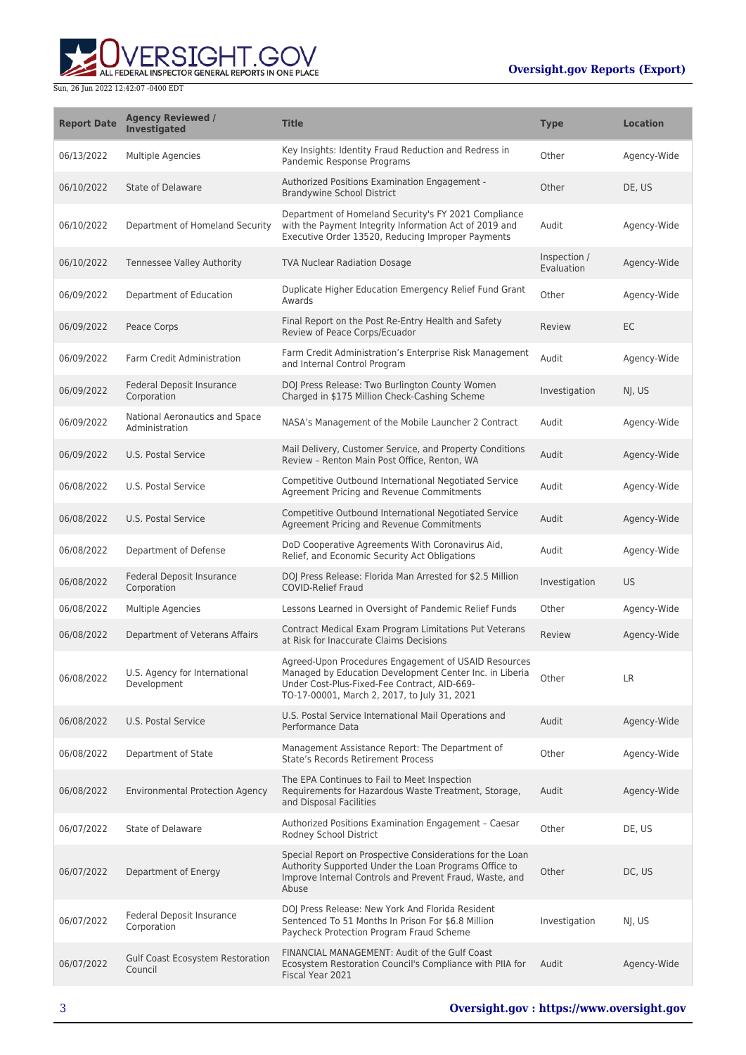| Report Date | Agency Reviewed / Investigated | Title | Type | Location |
| --- | --- | --- | --- | --- |
| 06/13/2022 | Multiple Agencies | Key Insights: Identity Fraud Reduction and Redress in Pandemic Response Programs | Other | Agency-Wide |
| 06/10/2022 | State of Delaware | Authorized Positions Examination Engagement - Brandywine School District | Other | DE, US |
| 06/10/2022 | Department of Homeland Security | Department of Homeland Security's FY 2021 Compliance with the Payment Integrity Information Act of 2019 and Executive Order 13520, Reducing Improper Payments | Audit | Agency-Wide |
| 06/10/2022 | Tennessee Valley Authority | TVA Nuclear Radiation Dosage | Inspection / Evaluation | Agency-Wide |
| 06/09/2022 | Department of Education | Duplicate Higher Education Emergency Relief Fund Grant Awards | Other | Agency-Wide |
| 06/09/2022 | Peace Corps | Final Report on the Post Re-Entry Health and Safety Review of Peace Corps/Ecuador | Review | EC |
| 06/09/2022 | Farm Credit Administration | Farm Credit Administration's Enterprise Risk Management and Internal Control Program | Audit | Agency-Wide |
| 06/09/2022 | Federal Deposit Insurance Corporation | DOJ Press Release: Two Burlington County Women Charged in $175 Million Check-Cashing Scheme | Investigation | NJ, US |
| 06/09/2022 | National Aeronautics and Space Administration | NASA's Management of the Mobile Launcher 2 Contract | Audit | Agency-Wide |
| 06/09/2022 | U.S. Postal Service | Mail Delivery, Customer Service, and Property Conditions Review – Renton Main Post Office, Renton, WA | Audit | Agency-Wide |
| 06/08/2022 | U.S. Postal Service | Competitive Outbound International Negotiated Service Agreement Pricing and Revenue Commitments | Audit | Agency-Wide |
| 06/08/2022 | U.S. Postal Service | Competitive Outbound International Negotiated Service Agreement Pricing and Revenue Commitments | Audit | Agency-Wide |
| 06/08/2022 | Department of Defense | DoD Cooperative Agreements With Coronavirus Aid, Relief, and Economic Security Act Obligations | Audit | Agency-Wide |
| 06/08/2022 | Federal Deposit Insurance Corporation | DOJ Press Release: Florida Man Arrested for $2.5 Million COVID-Relief Fraud | Investigation | US |
| 06/08/2022 | Multiple Agencies | Lessons Learned in Oversight of Pandemic Relief Funds | Other | Agency-Wide |
| 06/08/2022 | Department of Veterans Affairs | Contract Medical Exam Program Limitations Put Veterans at Risk for Inaccurate Claims Decisions | Review | Agency-Wide |
| 06/08/2022 | U.S. Agency for International Development | Agreed-Upon Procedures Engagement of USAID Resources Managed by Education Development Center Inc. in Liberia Under Cost-Plus-Fixed-Fee Contract, AID-669-TO-17-00001, March 2, 2017, to July 31, 2021 | Other | LR |
| 06/08/2022 | U.S. Postal Service | U.S. Postal Service International Mail Operations and Performance Data | Audit | Agency-Wide |
| 06/08/2022 | Department of State | Management Assistance Report: The Department of State's Records Retirement Process | Other | Agency-Wide |
| 06/08/2022 | Environmental Protection Agency | The EPA Continues to Fail to Meet Inspection Requirements for Hazardous Waste Treatment, Storage, and Disposal Facilities | Audit | Agency-Wide |
| 06/07/2022 | State of Delaware | Authorized Positions Examination Engagement – Caesar Rodney School District | Other | DE, US |
| 06/07/2022 | Department of Energy | Special Report on Prospective Considerations for the Loan Authority Supported Under the Loan Programs Office to Improve Internal Controls and Prevent Fraud, Waste, and Abuse | Other | DC, US |
| 06/07/2022 | Federal Deposit Insurance Corporation | DOJ Press Release: New York And Florida Resident Sentenced To 51 Months In Prison For $6.8 Million Paycheck Protection Program Fraud Scheme | Investigation | NJ, US |
| 06/07/2022 | Gulf Coast Ecosystem Restoration Council | FINANCIAL MANAGEMENT: Audit of the Gulf Coast Ecosystem Restoration Council's Compliance with PIIA for Fiscal Year 2021 | Audit | Agency-Wide |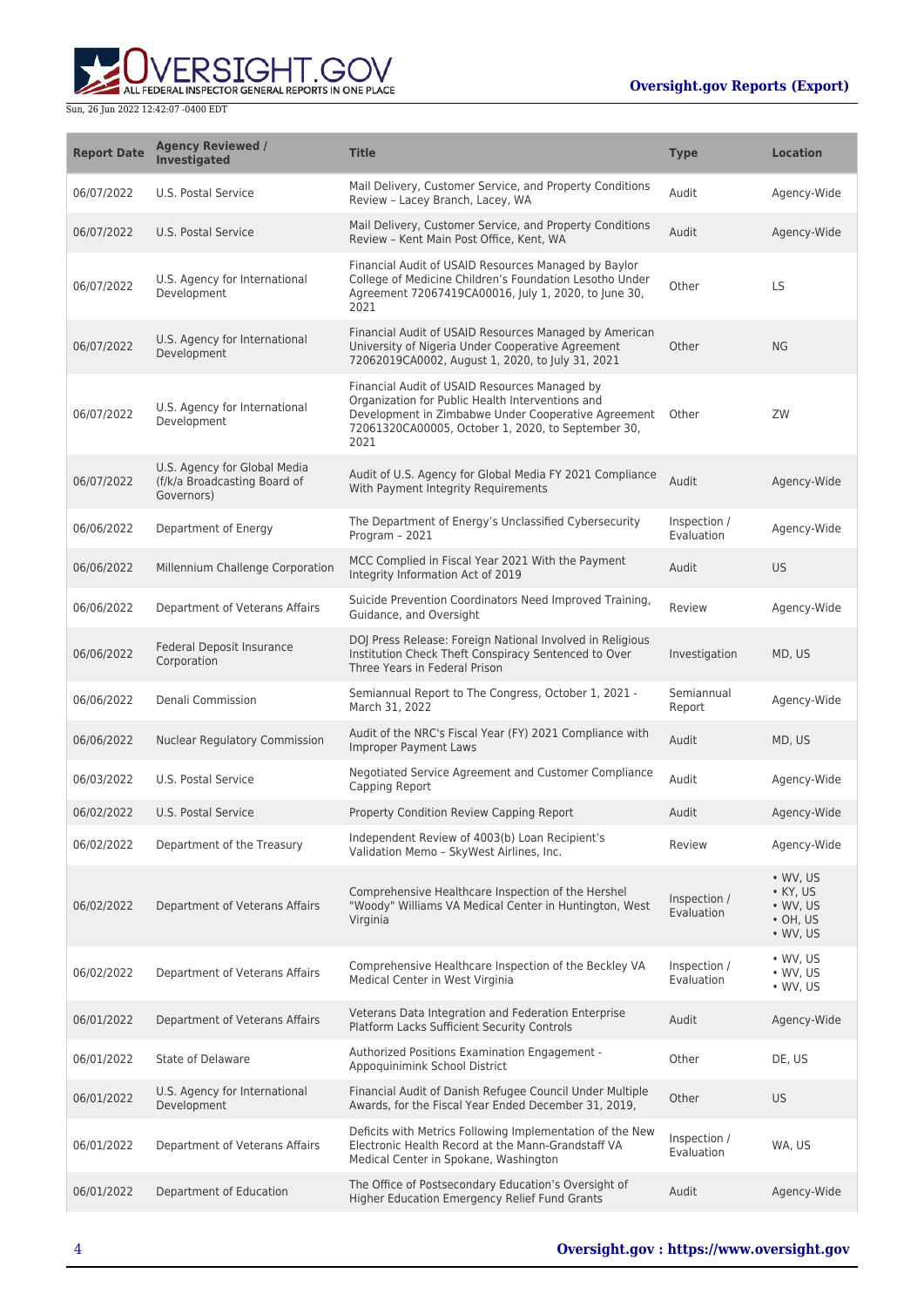| Report Date | Agency Reviewed / Investigated | Title | Type | Location |
| --- | --- | --- | --- | --- |
| 06/07/2022 | U.S. Postal Service | Mail Delivery, Customer Service, and Property Conditions Review – Lacey Branch, Lacey, WA | Audit | Agency-Wide |
| 06/07/2022 | U.S. Postal Service | Mail Delivery, Customer Service, and Property Conditions Review – Kent Main Post Office, Kent, WA | Audit | Agency-Wide |
| 06/07/2022 | U.S. Agency for International Development | Financial Audit of USAID Resources Managed by Baylor College of Medicine Children's Foundation Lesotho Under Agreement 72067419CA00016, July 1, 2020, to June 30, 2021 | Other | LS |
| 06/07/2022 | U.S. Agency for International Development | Financial Audit of USAID Resources Managed by American University of Nigeria Under Cooperative Agreement 72062019CA0002, August 1, 2020, to July 31, 2021 | Other | NG |
| 06/07/2022 | U.S. Agency for International Development | Financial Audit of USAID Resources Managed by Organization for Public Health Interventions and Development in Zimbabwe Under Cooperative Agreement 72061320CA00005, October 1, 2020, to September 30, 2021 | Other | ZW |
| 06/07/2022 | U.S. Agency for Global Media (f/k/a Broadcasting Board of Governors) | Audit of U.S. Agency for Global Media FY 2021 Compliance With Payment Integrity Requirements | Audit | Agency-Wide |
| 06/06/2022 | Department of Energy | The Department of Energy's Unclassified Cybersecurity Program – 2021 | Inspection / Evaluation | Agency-Wide |
| 06/06/2022 | Millennium Challenge Corporation | MCC Complied in Fiscal Year 2021 With the Payment Integrity Information Act of 2019 | Audit | US |
| 06/06/2022 | Department of Veterans Affairs | Suicide Prevention Coordinators Need Improved Training, Guidance, and Oversight | Review | Agency-Wide |
| 06/06/2022 | Federal Deposit Insurance Corporation | DOJ Press Release: Foreign National Involved in Religious Institution Check Theft Conspiracy Sentenced to Over Three Years in Federal Prison | Investigation | MD, US |
| 06/06/2022 | Denali Commission | Semiannual Report to The Congress, October 1, 2021 - March 31, 2022 | Semiannual Report | Agency-Wide |
| 06/06/2022 | Nuclear Regulatory Commission | Audit of the NRC's Fiscal Year (FY) 2021 Compliance with Improper Payment Laws | Audit | MD, US |
| 06/03/2022 | U.S. Postal Service | Negotiated Service Agreement and Customer Compliance Capping Report | Audit | Agency-Wide |
| 06/02/2022 | U.S. Postal Service | Property Condition Review Capping Report | Audit | Agency-Wide |
| 06/02/2022 | Department of the Treasury | Independent Review of 4003(b) Loan Recipient's Validation Memo – SkyWest Airlines, Inc. | Review | Agency-Wide |
| 06/02/2022 | Department of Veterans Affairs | Comprehensive Healthcare Inspection of the Hershel "Woody" Williams VA Medical Center in Huntington, West Virginia | Inspection / Evaluation | • WV, US<br>• KY, US<br>• WV, US<br>• OH, US<br>• WV, US |
| 06/02/2022 | Department of Veterans Affairs | Comprehensive Healthcare Inspection of the Beckley VA Medical Center in West Virginia | Inspection / Evaluation | • WV, US<br>• WV, US<br>• WV, US |
| 06/01/2022 | Department of Veterans Affairs | Veterans Data Integration and Federation Enterprise Platform Lacks Sufficient Security Controls | Audit | Agency-Wide |
| 06/01/2022 | State of Delaware | Authorized Positions Examination Engagement - Appoquinimink School District | Other | DE, US |
| 06/01/2022 | U.S. Agency for International Development | Financial Audit of Danish Refugee Council Under Multiple Awards, for the Fiscal Year Ended December 31, 2019, | Other | US |
| 06/01/2022 | Department of Veterans Affairs | Deficits with Metrics Following Implementation of the New Electronic Health Record at the Mann-Grandstaff VA Medical Center in Spokane, Washington | Inspection / Evaluation | WA, US |
| 06/01/2022 | Department of Education | The Office of Postsecondary Education's Oversight of Higher Education Emergency Relief Fund Grants | Audit | Agency-Wide |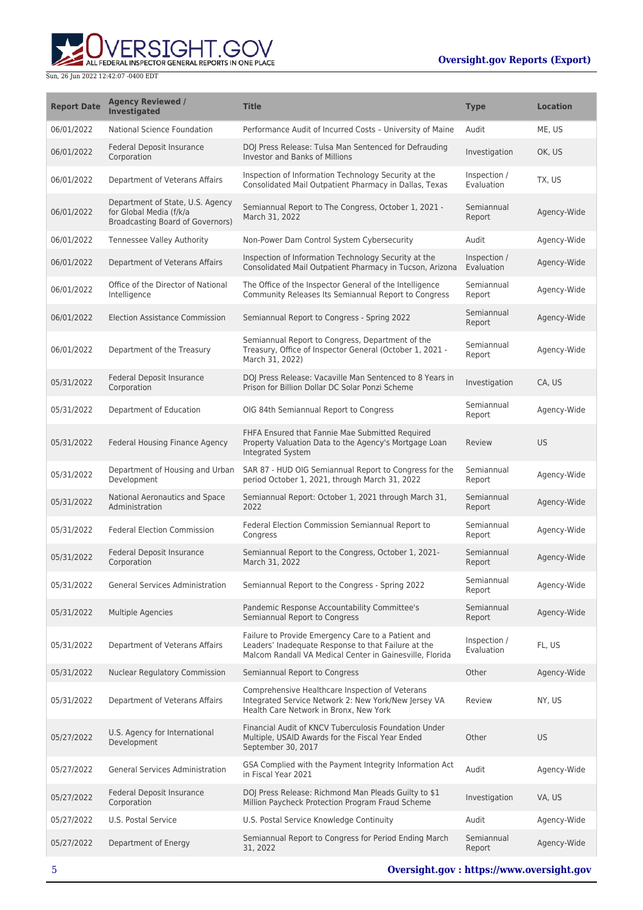| Report Date | Agency Reviewed / Investigated | Title | Type | Location |
| --- | --- | --- | --- | --- |
| 06/01/2022 | National Science Foundation | Performance Audit of Incurred Costs – University of Maine | Audit | ME, US |
| 06/01/2022 | Federal Deposit Insurance Corporation | DOJ Press Release: Tulsa Man Sentenced for Defrauding Investor and Banks of Millions | Investigation | OK, US |
| 06/01/2022 | Department of Veterans Affairs | Inspection of Information Technology Security at the Consolidated Mail Outpatient Pharmacy in Dallas, Texas | Inspection / Evaluation | TX, US |
| 06/01/2022 | Department of State, U.S. Agency for Global Media (f/k/a Broadcasting Board of Governors) | Semiannual Report to The Congress, October 1, 2021 - March 31, 2022 | Semiannual Report | Agency-Wide |
| 06/01/2022 | Tennessee Valley Authority | Non-Power Dam Control System Cybersecurity | Audit | Agency-Wide |
| 06/01/2022 | Department of Veterans Affairs | Inspection of Information Technology Security at the Consolidated Mail Outpatient Pharmacy in Tucson, Arizona | Inspection / Evaluation | Agency-Wide |
| 06/01/2022 | Office of the Director of National Intelligence | The Office of the Inspector General of the Intelligence Community Releases Its Semiannual Report to Congress | Semiannual Report | Agency-Wide |
| 06/01/2022 | Election Assistance Commission | Semiannual Report to Congress - Spring 2022 | Semiannual Report | Agency-Wide |
| 06/01/2022 | Department of the Treasury | Semiannual Report to Congress, Department of the Treasury, Office of Inspector General (October 1, 2021 - March 31, 2022) | Semiannual Report | Agency-Wide |
| 05/31/2022 | Federal Deposit Insurance Corporation | DOJ Press Release: Vacaville Man Sentenced to 8 Years in Prison for Billion Dollar DC Solar Ponzi Scheme | Investigation | CA, US |
| 05/31/2022 | Department of Education | OIG 84th Semiannual Report to Congress | Semiannual Report | Agency-Wide |
| 05/31/2022 | Federal Housing Finance Agency | FHFA Ensured that Fannie Mae Submitted Required Property Valuation Data to the Agency's Mortgage Loan Integrated System | Review | US |
| 05/31/2022 | Department of Housing and Urban Development | SAR 87 - HUD OIG Semiannual Report to Congress for the period October 1, 2021, through March 31, 2022 | Semiannual Report | Agency-Wide |
| 05/31/2022 | National Aeronautics and Space Administration | Semiannual Report: October 1, 2021 through March 31, 2022 | Semiannual Report | Agency-Wide |
| 05/31/2022 | Federal Election Commission | Federal Election Commission Semiannual Report to Congress | Semiannual Report | Agency-Wide |
| 05/31/2022 | Federal Deposit Insurance Corporation | Semiannual Report to the Congress, October 1, 2021- March 31, 2022 | Semiannual Report | Agency-Wide |
| 05/31/2022 | General Services Administration | Semiannual Report to the Congress - Spring 2022 | Semiannual Report | Agency-Wide |
| 05/31/2022 | Multiple Agencies | Pandemic Response Accountability Committee's Semiannual Report to Congress | Semiannual Report | Agency-Wide |
| 05/31/2022 | Department of Veterans Affairs | Failure to Provide Emergency Care to a Patient and Leaders' Inadequate Response to that Failure at the Malcom Randall VA Medical Center in Gainesville, Florida | Inspection / Evaluation | FL, US |
| 05/31/2022 | Nuclear Regulatory Commission | Semiannual Report to Congress | Other | Agency-Wide |
| 05/31/2022 | Department of Veterans Affairs | Comprehensive Healthcare Inspection of Veterans Integrated Service Network 2: New York/New Jersey VA Health Care Network in Bronx, New York | Review | NY, US |
| 05/27/2022 | U.S. Agency for International Development | Financial Audit of KNCV Tuberculosis Foundation Under Multiple, USAID Awards for the Fiscal Year Ended September 30, 2017 | Other | US |
| 05/27/2022 | General Services Administration | GSA Complied with the Payment Integrity Information Act in Fiscal Year 2021 | Audit | Agency-Wide |
| 05/27/2022 | Federal Deposit Insurance Corporation | DOJ Press Release: Richmond Man Pleads Guilty to $1 Million Paycheck Protection Program Fraud Scheme | Investigation | VA, US |
| 05/27/2022 | U.S. Postal Service | U.S. Postal Service Knowledge Continuity | Audit | Agency-Wide |
| 05/27/2022 | Department of Energy | Semiannual Report to Congress for Period Ending March 31, 2022 | Semiannual Report | Agency-Wide |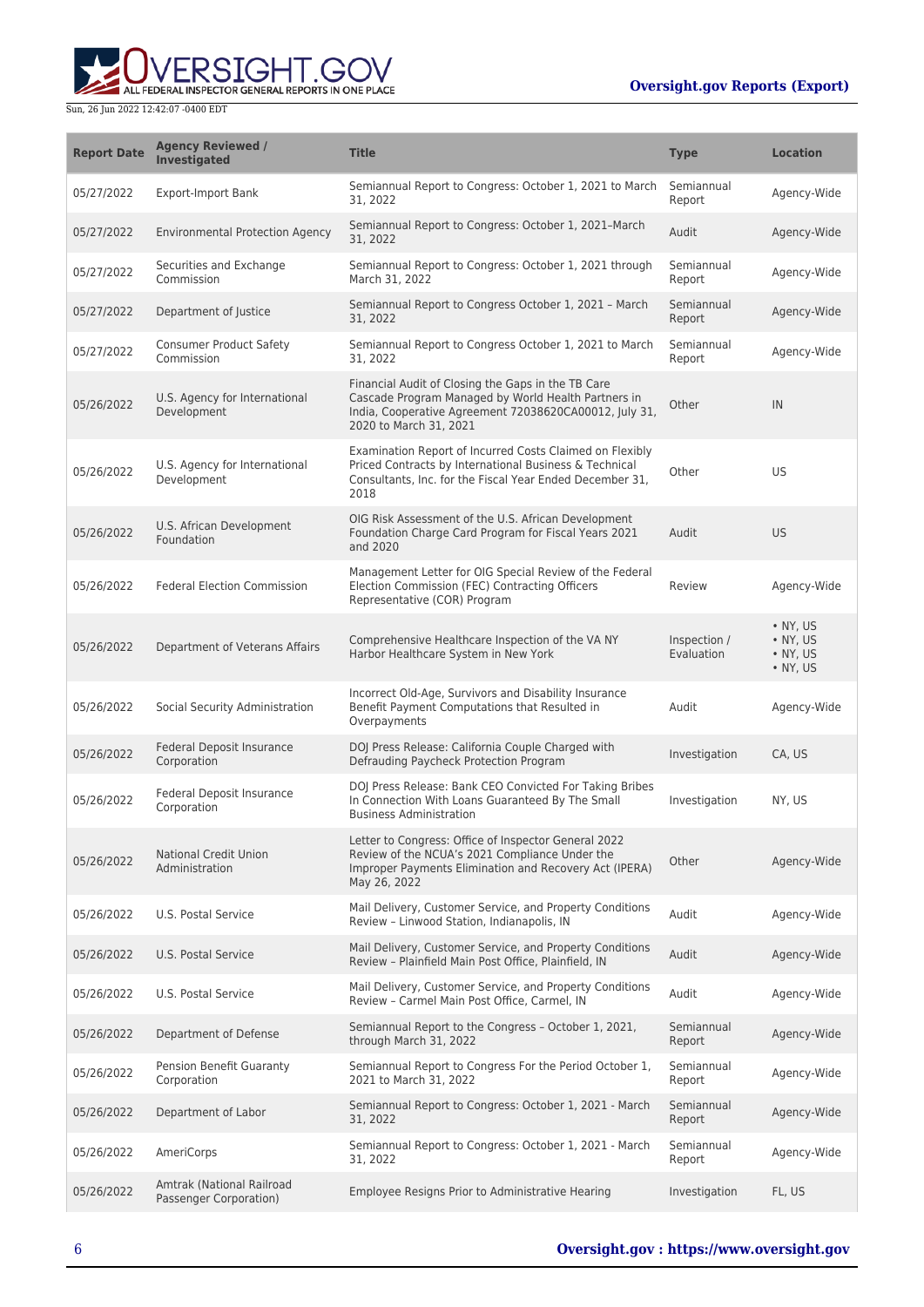| Report Date | Agency Reviewed / Investigated | Title | Type | Location |
| --- | --- | --- | --- | --- |
| 05/27/2022 | Export-Import Bank | Semiannual Report to Congress: October 1, 2021 to March 31, 2022 | Semiannual Report | Agency-Wide |
| 05/27/2022 | Environmental Protection Agency | Semiannual Report to Congress: October 1, 2021–March 31, 2022 | Audit | Agency-Wide |
| 05/27/2022 | Securities and Exchange Commission | Semiannual Report to Congress: October 1, 2021 through March 31, 2022 | Semiannual Report | Agency-Wide |
| 05/27/2022 | Department of Justice | Semiannual Report to Congress October 1, 2021 – March 31, 2022 | Semiannual Report | Agency-Wide |
| 05/27/2022 | Consumer Product Safety Commission | Semiannual Report to Congress October 1, 2021 to March 31, 2022 | Semiannual Report | Agency-Wide |
| 05/26/2022 | U.S. Agency for International Development | Financial Audit of Closing the Gaps in the TB Care Cascade Program Managed by World Health Partners in India, Cooperative Agreement 72038620CA00012, July 31, 2020 to March 31, 2021 | Other | IN |
| 05/26/2022 | U.S. Agency for International Development | Examination Report of Incurred Costs Claimed on Flexibly Priced Contracts by International Business & Technical Consultants, Inc. for the Fiscal Year Ended December 31, 2018 | Other | US |
| 05/26/2022 | U.S. African Development Foundation | OIG Risk Assessment of the U.S. African Development Foundation Charge Card Program for Fiscal Years 2021 and 2020 | Audit | US |
| 05/26/2022 | Federal Election Commission | Management Letter for OIG Special Review of the Federal Election Commission (FEC) Contracting Officers Representative (COR) Program | Review | Agency-Wide |
| 05/26/2022 | Department of Veterans Affairs | Comprehensive Healthcare Inspection of the VA NY Harbor Healthcare System in New York | Inspection / Evaluation | • NY, US • NY, US • NY, US • NY, US |
| 05/26/2022 | Social Security Administration | Incorrect Old-Age, Survivors and Disability Insurance Benefit Payment Computations that Resulted in Overpayments | Audit | Agency-Wide |
| 05/26/2022 | Federal Deposit Insurance Corporation | DOJ Press Release: California Couple Charged with Defrauding Paycheck Protection Program | Investigation | CA, US |
| 05/26/2022 | Federal Deposit Insurance Corporation | DOJ Press Release: Bank CEO Convicted For Taking Bribes In Connection With Loans Guaranteed By The Small Business Administration | Investigation | NY, US |
| 05/26/2022 | National Credit Union Administration | Letter to Congress: Office of Inspector General 2022 Review of the NCUA's 2021 Compliance Under the Improper Payments Elimination and Recovery Act (IPERA) May 26, 2022 | Other | Agency-Wide |
| 05/26/2022 | U.S. Postal Service | Mail Delivery, Customer Service, and Property Conditions Review – Linwood Station, Indianapolis, IN | Audit | Agency-Wide |
| 05/26/2022 | U.S. Postal Service | Mail Delivery, Customer Service, and Property Conditions Review – Plainfield Main Post Office, Plainfield, IN | Audit | Agency-Wide |
| 05/26/2022 | U.S. Postal Service | Mail Delivery, Customer Service, and Property Conditions Review – Carmel Main Post Office, Carmel, IN | Audit | Agency-Wide |
| 05/26/2022 | Department of Defense | Semiannual Report to the Congress – October 1, 2021, through March 31, 2022 | Semiannual Report | Agency-Wide |
| 05/26/2022 | Pension Benefit Guaranty Corporation | Semiannual Report to Congress For the Period October 1, 2021 to March 31, 2022 | Semiannual Report | Agency-Wide |
| 05/26/2022 | Department of Labor | Semiannual Report to Congress: October 1, 2021 - March 31, 2022 | Semiannual Report | Agency-Wide |
| 05/26/2022 | AmeriCorps | Semiannual Report to Congress: October 1, 2021 - March 31, 2022 | Semiannual Report | Agency-Wide |
| 05/26/2022 | Amtrak (National Railroad Passenger Corporation) | Employee Resigns Prior to Administrative Hearing | Investigation | FL, US |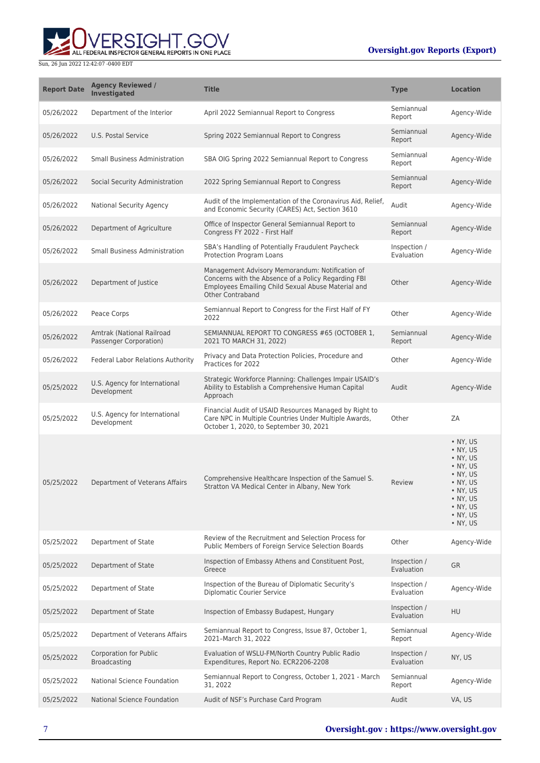| Report Date | Agency Reviewed / Investigated | Title | Type | Location |
| --- | --- | --- | --- | --- |
| 05/26/2022 | Department of the Interior | April 2022 Semiannual Report to Congress | Semiannual Report | Agency-Wide |
| 05/26/2022 | U.S. Postal Service | Spring 2022 Semiannual Report to Congress | Semiannual Report | Agency-Wide |
| 05/26/2022 | Small Business Administration | SBA OIG Spring 2022 Semiannual Report to Congress | Semiannual Report | Agency-Wide |
| 05/26/2022 | Social Security Administration | 2022 Spring Semiannual Report to Congress | Semiannual Report | Agency-Wide |
| 05/26/2022 | National Security Agency | Audit of the Implementation of the Coronavirus Aid, Relief, and Economic Security (CARES) Act, Section 3610 | Audit | Agency-Wide |
| 05/26/2022 | Department of Agriculture | Office of Inspector General Semiannual Report to Congress FY 2022 - First Half | Semiannual Report | Agency-Wide |
| 05/26/2022 | Small Business Administration | SBA's Handling of Potentially Fraudulent Paycheck Protection Program Loans | Inspection / Evaluation | Agency-Wide |
| 05/26/2022 | Department of Justice | Management Advisory Memorandum: Notification of Concerns with the Absence of a Policy Regarding FBI Employees Emailing Child Sexual Abuse Material and Other Contraband | Other | Agency-Wide |
| 05/26/2022 | Peace Corps | Semiannual Report to Congress for the First Half of FY 2022 | Other | Agency-Wide |
| 05/26/2022 | Amtrak (National Railroad Passenger Corporation) | SEMIANNUAL REPORT TO CONGRESS #65 (OCTOBER 1, 2021 TO MARCH 31, 2022) | Semiannual Report | Agency-Wide |
| 05/26/2022 | Federal Labor Relations Authority | Privacy and Data Protection Policies, Procedure and Practices for 2022 | Other | Agency-Wide |
| 05/25/2022 | U.S. Agency for International Development | Strategic Workforce Planning: Challenges Impair USAID's Ability to Establish a Comprehensive Human Capital Approach | Audit | Agency-Wide |
| 05/25/2022 | U.S. Agency for International Development | Financial Audit of USAID Resources Managed by Right to Care NPC in Multiple Countries Under Multiple Awards, October 1, 2020, to September 30, 2021 | Other | ZA |
| 05/25/2022 | Department of Veterans Affairs | Comprehensive Healthcare Inspection of the Samuel S. Stratton VA Medical Center in Albany, New York | Review | • NY, US<br>• NY, US<br>• NY, US<br>• NY, US<br>• NY, US<br>• NY, US<br>• NY, US<br>• NY, US<br>• NY, US<br>• NY, US<br>• NY, US |
| 05/25/2022 | Department of State | Review of the Recruitment and Selection Process for Public Members of Foreign Service Selection Boards | Other | Agency-Wide |
| 05/25/2022 | Department of State | Inspection of Embassy Athens and Constituent Post, Greece | Inspection / Evaluation | GR |
| 05/25/2022 | Department of State | Inspection of the Bureau of Diplomatic Security's Diplomatic Courier Service | Inspection / Evaluation | Agency-Wide |
| 05/25/2022 | Department of State | Inspection of Embassy Budapest, Hungary | Inspection / Evaluation | HU |
| 05/25/2022 | Department of Veterans Affairs | Semiannual Report to Congress, Issue 87, October 1, 2021–March 31, 2022 | Semiannual Report | Agency-Wide |
| 05/25/2022 | Corporation for Public Broadcasting | Evaluation of WSLU-FM/North Country Public Radio Expenditures, Report No. ECR2206-2208 | Inspection / Evaluation | NY, US |
| 05/25/2022 | National Science Foundation | Semiannual Report to Congress, October 1, 2021 - March 31, 2022 | Semiannual Report | Agency-Wide |
| 05/25/2022 | National Science Foundation | Audit of NSF's Purchase Card Program | Audit | VA, US |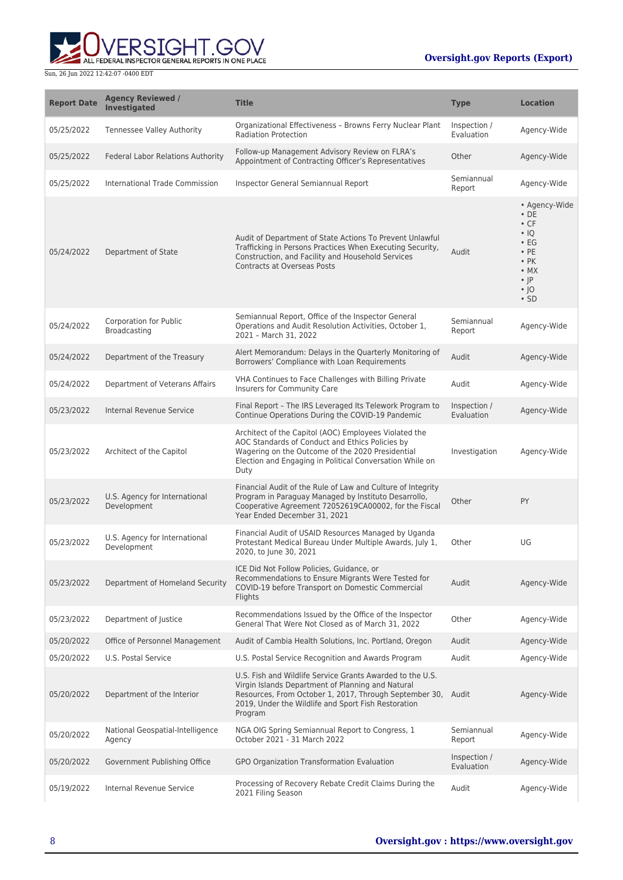| Report Date | Agency Reviewed / Investigated | Title | Type | Location |
| --- | --- | --- | --- | --- |
| 05/25/2022 | Tennessee Valley Authority | Organizational Effectiveness – Browns Ferry Nuclear Plant Radiation Protection | Inspection / Evaluation | Agency-Wide |
| 05/25/2022 | Federal Labor Relations Authority | Follow-up Management Advisory Review on FLRA's Appointment of Contracting Officer's Representatives | Other | Agency-Wide |
| 05/25/2022 | International Trade Commission | Inspector General Semiannual Report | Semiannual Report | Agency-Wide |
| 05/24/2022 | Department of State | Audit of Department of State Actions To Prevent Unlawful Trafficking in Persons Practices When Executing Security, Construction, and Facility and Household Services Contracts at Overseas Posts | Audit | • Agency-Wide<br>• DE<br>• CF<br>• IQ<br>• EG<br>• PE<br>• PK<br>• MX<br>• JP<br>• JO<br>• SD |
| 05/24/2022 | Corporation for Public Broadcasting | Semiannual Report, Office of the Inspector General Operations and Audit Resolution Activities, October 1, 2021 – March 31, 2022 | Semiannual Report | Agency-Wide |
| 05/24/2022 | Department of the Treasury | Alert Memorandum: Delays in the Quarterly Monitoring of Borrowers' Compliance with Loan Requirements | Audit | Agency-Wide |
| 05/24/2022 | Department of Veterans Affairs | VHA Continues to Face Challenges with Billing Private Insurers for Community Care | Audit | Agency-Wide |
| 05/23/2022 | Internal Revenue Service | Final Report – The IRS Leveraged Its Telework Program to Continue Operations During the COVID-19 Pandemic | Inspection / Evaluation | Agency-Wide |
| 05/23/2022 | Architect of the Capitol | Architect of the Capitol (AOC) Employees Violated the AOC Standards of Conduct and Ethics Policies by Wagering on the Outcome of the 2020 Presidential Election and Engaging in Political Conversation While on Duty | Investigation | Agency-Wide |
| 05/23/2022 | U.S. Agency for International Development | Financial Audit of the Rule of Law and Culture of Integrity Program in Paraguay Managed by Instituto Desarrollo, Cooperative Agreement 72052619CA00002, for the Fiscal Year Ended December 31, 2021 | Other | PY |
| 05/23/2022 | U.S. Agency for International Development | Financial Audit of USAID Resources Managed by Uganda Protestant Medical Bureau Under Multiple Awards, July 1, 2020, to June 30, 2021 | Other | UG |
| 05/23/2022 | Department of Homeland Security | ICE Did Not Follow Policies, Guidance, or Recommendations to Ensure Migrants Were Tested for COVID-19 before Transport on Domestic Commercial Flights | Audit | Agency-Wide |
| 05/23/2022 | Department of Justice | Recommendations Issued by the Office of the Inspector General That Were Not Closed as of March 31, 2022 | Other | Agency-Wide |
| 05/20/2022 | Office of Personnel Management | Audit of Cambia Health Solutions, Inc. Portland, Oregon | Audit | Agency-Wide |
| 05/20/2022 | U.S. Postal Service | U.S. Postal Service Recognition and Awards Program | Audit | Agency-Wide |
| 05/20/2022 | Department of the Interior | U.S. Fish and Wildlife Service Grants Awarded to the U.S. Virgin Islands Department of Planning and Natural Resources, From October 1, 2017, Through September 30, 2019, Under the Wildlife and Sport Fish Restoration Program | Audit | Agency-Wide |
| 05/20/2022 | National Geospatial-Intelligence Agency | NGA OIG Spring Semiannual Report to Congress, 1 October 2021 - 31 March 2022 | Semiannual Report | Agency-Wide |
| 05/20/2022 | Government Publishing Office | GPO Organization Transformation Evaluation | Inspection / Evaluation | Agency-Wide |
| 05/19/2022 | Internal Revenue Service | Processing of Recovery Rebate Credit Claims During the 2021 Filing Season | Audit | Agency-Wide |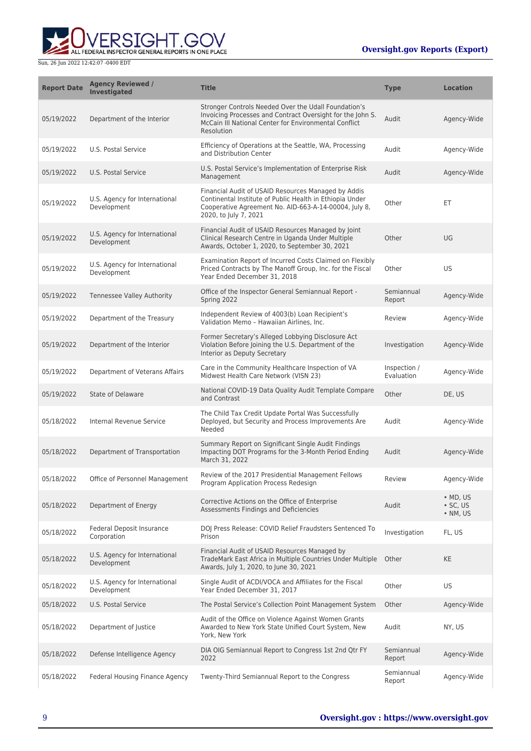| Report Date | Agency Reviewed / Investigated | Title | Type | Location |
|---|---|---|---|---|
| 05/19/2022 | Department of the Interior | Stronger Controls Needed Over the Udall Foundation's Invoicing Processes and Contract Oversight for the John S. McCain III National Center for Environmental Conflict Resolution | Audit | Agency-Wide |
| 05/19/2022 | U.S. Postal Service | Efficiency of Operations at the Seattle, WA, Processing and Distribution Center | Audit | Agency-Wide |
| 05/19/2022 | U.S. Postal Service | U.S. Postal Service's Implementation of Enterprise Risk Management | Audit | Agency-Wide |
| 05/19/2022 | U.S. Agency for International Development | Financial Audit of USAID Resources Managed by Addis Continental Institute of Public Health in Ethiopia Under Cooperative Agreement No. AID-663-A-14-00004, July 8, 2020, to July 7, 2021 | Other | ET |
| 05/19/2022 | U.S. Agency for International Development | Financial Audit of USAID Resources Managed by Joint Clinical Research Centre in Uganda Under Multiple Awards, October 1, 2020, to September 30, 2021 | Other | UG |
| 05/19/2022 | U.S. Agency for International Development | Examination Report of Incurred Costs Claimed on Flexibly Priced Contracts by The Manoff Group, Inc. for the Fiscal Year Ended December 31, 2018 | Other | US |
| 05/19/2022 | Tennessee Valley Authority | Office of the Inspector General Semiannual Report - Spring 2022 | Semiannual Report | Agency-Wide |
| 05/19/2022 | Department of the Treasury | Independent Review of 4003(b) Loan Recipient's Validation Memo – Hawaiian Airlines, Inc. | Review | Agency-Wide |
| 05/19/2022 | Department of the Interior | Former Secretary's Alleged Lobbying Disclosure Act Violation Before Joining the U.S. Department of the Interior as Deputy Secretary | Investigation | Agency-Wide |
| 05/19/2022 | Department of Veterans Affairs | Care in the Community Healthcare Inspection of VA Midwest Health Care Network (VISN 23) | Inspection / Evaluation | Agency-Wide |
| 05/19/2022 | State of Delaware | National COVID-19 Data Quality Audit Template Compare and Contrast | Other | DE, US |
| 05/18/2022 | Internal Revenue Service | The Child Tax Credit Update Portal Was Successfully Deployed, but Security and Process Improvements Are Needed | Audit | Agency-Wide |
| 05/18/2022 | Department of Transportation | Summary Report on Significant Single Audit Findings Impacting DOT Programs for the 3-Month Period Ending March 31, 2022 | Audit | Agency-Wide |
| 05/18/2022 | Office of Personnel Management | Review of the 2017 Presidential Management Fellows Program Application Process Redesign | Review | Agency-Wide |
| 05/18/2022 | Department of Energy | Corrective Actions on the Office of Enterprise Assessments Findings and Deficiencies | Audit | • MD, US<br>• SC, US<br>• NM, US |
| 05/18/2022 | Federal Deposit Insurance Corporation | DOJ Press Release: COVID Relief Fraudsters Sentenced To Prison | Investigation | FL, US |
| 05/18/2022 | U.S. Agency for International Development | Financial Audit of USAID Resources Managed by TradeMark East Africa in Multiple Countries Under Multiple Awards, July 1, 2020, to June 30, 2021 | Other | KE |
| 05/18/2022 | U.S. Agency for International Development | Single Audit of ACDI/VOCA and Affiliates for the Fiscal Year Ended December 31, 2017 | Other | US |
| 05/18/2022 | U.S. Postal Service | The Postal Service's Collection Point Management System | Other | Agency-Wide |
| 05/18/2022 | Department of Justice | Audit of the Office on Violence Against Women Grants Awarded to New York State Unified Court System, New York, New York | Audit | NY, US |
| 05/18/2022 | Defense Intelligence Agency | DIA OIG Semiannual Report to Congress 1st 2nd Qtr FY 2022 | Semiannual Report | Agency-Wide |
| 05/18/2022 | Federal Housing Finance Agency | Twenty-Third Semiannual Report to the Congress | Semiannual Report | Agency-Wide |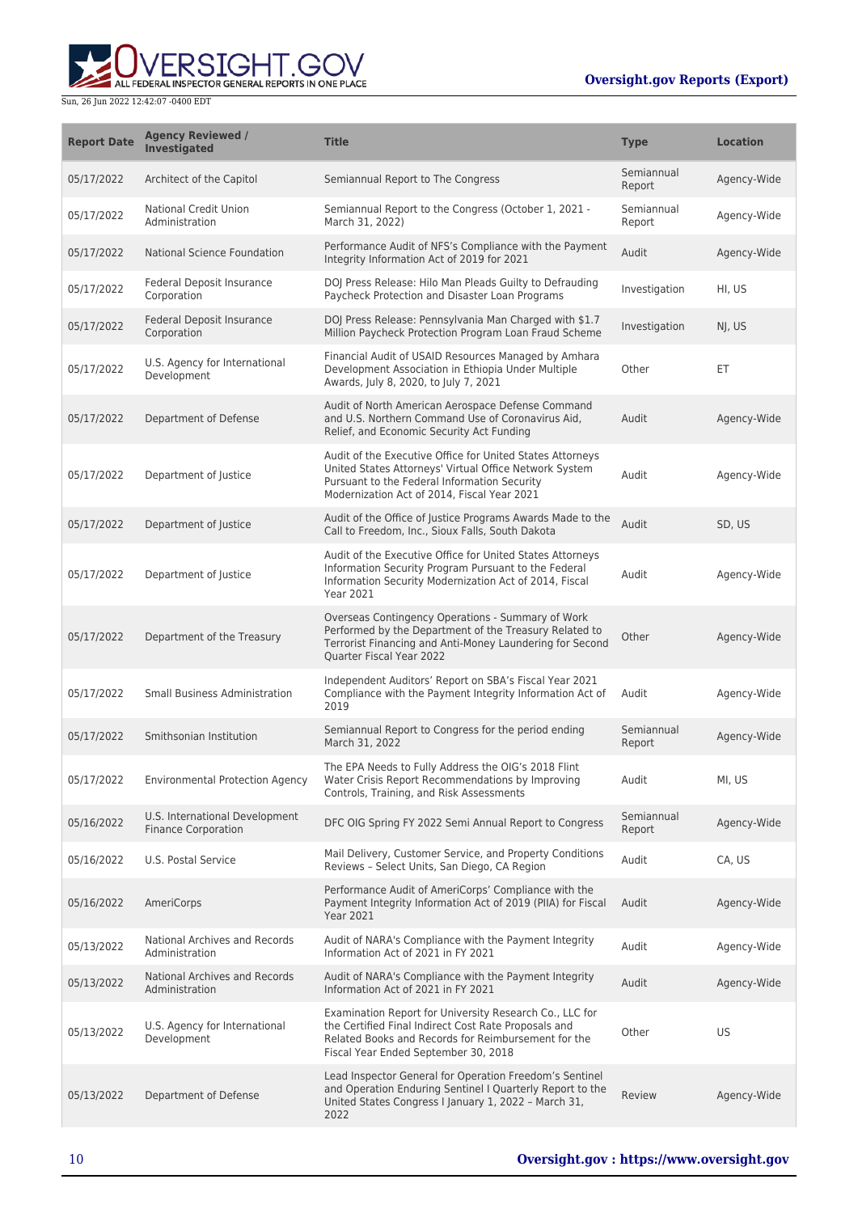| Report Date | Agency Reviewed / Investigated | Title | Type | Location |
|---|---|---|---|---|
| 05/17/2022 | Architect of the Capitol | Semiannual Report to The Congress | Semiannual Report | Agency-Wide |
| 05/17/2022 | National Credit Union Administration | Semiannual Report to the Congress (October 1, 2021 - March 31, 2022) | Semiannual Report | Agency-Wide |
| 05/17/2022 | National Science Foundation | Performance Audit of NFS's Compliance with the Payment Integrity Information Act of 2019 for 2021 | Audit | Agency-Wide |
| 05/17/2022 | Federal Deposit Insurance Corporation | DOJ Press Release: Hilo Man Pleads Guilty to Defrauding Paycheck Protection and Disaster Loan Programs | Investigation | HI, US |
| 05/17/2022 | Federal Deposit Insurance Corporation | DOJ Press Release: Pennsylvania Man Charged with $1.7 Million Paycheck Protection Program Loan Fraud Scheme | Investigation | NJ, US |
| 05/17/2022 | U.S. Agency for International Development | Financial Audit of USAID Resources Managed by Amhara Development Association in Ethiopia Under Multiple Awards, July 8, 2020, to July 7, 2021 | Other | ET |
| 05/17/2022 | Department of Defense | Audit of North American Aerospace Defense Command and U.S. Northern Command Use of Coronavirus Aid, Relief, and Economic Security Act Funding | Audit | Agency-Wide |
| 05/17/2022 | Department of Justice | Audit of the Executive Office for United States Attorneys United States Attorneys' Virtual Office Network System Pursuant to the Federal Information Security Modernization Act of 2014, Fiscal Year 2021 | Audit | Agency-Wide |
| 05/17/2022 | Department of Justice | Audit of the Office of Justice Programs Awards Made to the Call to Freedom, Inc., Sioux Falls, South Dakota | Audit | SD, US |
| 05/17/2022 | Department of Justice | Audit of the Executive Office for United States Attorneys Information Security Program Pursuant to the Federal Information Security Modernization Act of 2014, Fiscal Year 2021 | Audit | Agency-Wide |
| 05/17/2022 | Department of the Treasury | Overseas Contingency Operations - Summary of Work Performed by the Department of the Treasury Related to Terrorist Financing and Anti-Money Laundering for Second Quarter Fiscal Year 2022 | Other | Agency-Wide |
| 05/17/2022 | Small Business Administration | Independent Auditors' Report on SBA's Fiscal Year 2021 Compliance with the Payment Integrity Information Act of 2019 | Audit | Agency-Wide |
| 05/17/2022 | Smithsonian Institution | Semiannual Report to Congress for the period ending March 31, 2022 | Semiannual Report | Agency-Wide |
| 05/17/2022 | Environmental Protection Agency | The EPA Needs to Fully Address the OIG's 2018 Flint Water Crisis Report Recommendations by Improving Controls, Training, and Risk Assessments | Audit | MI, US |
| 05/16/2022 | U.S. International Development Finance Corporation | DFC OIG Spring FY 2022 Semi Annual Report to Congress | Semiannual Report | Agency-Wide |
| 05/16/2022 | U.S. Postal Service | Mail Delivery, Customer Service, and Property Conditions Reviews – Select Units, San Diego, CA Region | Audit | CA, US |
| 05/16/2022 | AmeriCorps | Performance Audit of AmeriCorps' Compliance with the Payment Integrity Information Act of 2019 (PIIA) for Fiscal Year 2021 | Audit | Agency-Wide |
| 05/13/2022 | National Archives and Records Administration | Audit of NARA's Compliance with the Payment Integrity Information Act of 2021 in FY 2021 | Audit | Agency-Wide |
| 05/13/2022 | National Archives and Records Administration | Audit of NARA's Compliance with the Payment Integrity Information Act of 2021 in FY 2021 | Audit | Agency-Wide |
| 05/13/2022 | U.S. Agency for International Development | Examination Report for University Research Co., LLC for the Certified Final Indirect Cost Rate Proposals and Related Books and Records for Reimbursement for the Fiscal Year Ended September 30, 2018 | Other | US |
| 05/13/2022 | Department of Defense | Lead Inspector General for Operation Freedom's Sentinel and Operation Enduring Sentinel I Quarterly Report to the United States Congress I January 1, 2022 – March 31, 2022 | Review | Agency-Wide |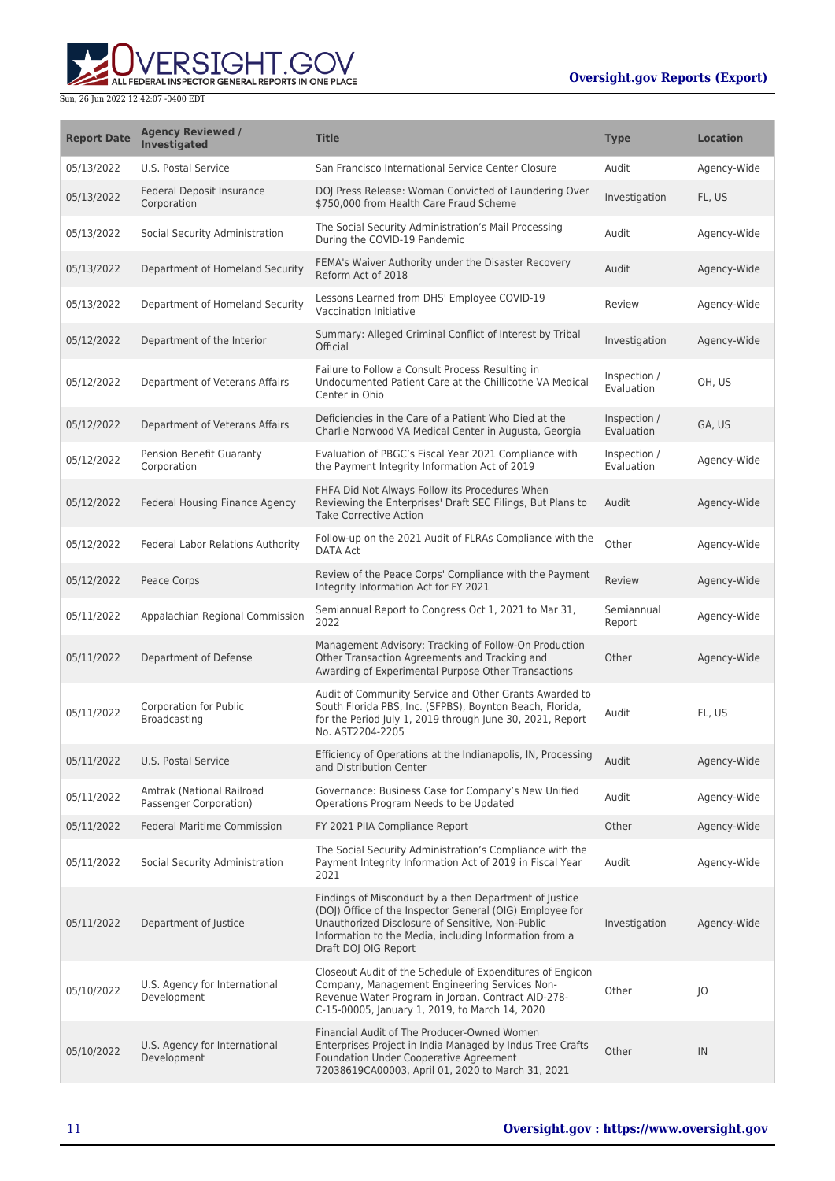| Report Date | Agency Reviewed / Investigated | Title | Type | Location |
| --- | --- | --- | --- | --- |
| 05/13/2022 | U.S. Postal Service | San Francisco International Service Center Closure | Audit | Agency-Wide |
| 05/13/2022 | Federal Deposit Insurance Corporation | DOJ Press Release: Woman Convicted of Laundering Over $750,000 from Health Care Fraud Scheme | Investigation | FL, US |
| 05/13/2022 | Social Security Administration | The Social Security Administration's Mail Processing During the COVID-19 Pandemic | Audit | Agency-Wide |
| 05/13/2022 | Department of Homeland Security | FEMA's Waiver Authority under the Disaster Recovery Reform Act of 2018 | Audit | Agency-Wide |
| 05/13/2022 | Department of Homeland Security | Lessons Learned from DHS' Employee COVID-19 Vaccination Initiative | Review | Agency-Wide |
| 05/12/2022 | Department of the Interior | Summary: Alleged Criminal Conflict of Interest by Tribal Official | Investigation | Agency-Wide |
| 05/12/2022 | Department of Veterans Affairs | Failure to Follow a Consult Process Resulting in Undocumented Patient Care at the Chillicothe VA Medical Center in Ohio | Inspection / Evaluation | OH, US |
| 05/12/2022 | Department of Veterans Affairs | Deficiencies in the Care of a Patient Who Died at the Charlie Norwood VA Medical Center in Augusta, Georgia | Inspection / Evaluation | GA, US |
| 05/12/2022 | Pension Benefit Guaranty Corporation | Evaluation of PBGC's Fiscal Year 2021 Compliance with the Payment Integrity Information Act of 2019 | Inspection / Evaluation | Agency-Wide |
| 05/12/2022 | Federal Housing Finance Agency | FHFA Did Not Always Follow its Procedures When Reviewing the Enterprises' Draft SEC Filings, But Plans to Take Corrective Action | Audit | Agency-Wide |
| 05/12/2022 | Federal Labor Relations Authority | Follow-up on the 2021 Audit of FLRAs Compliance with the DATA Act | Other | Agency-Wide |
| 05/12/2022 | Peace Corps | Review of the Peace Corps' Compliance with the Payment Integrity Information Act for FY 2021 | Review | Agency-Wide |
| 05/11/2022 | Appalachian Regional Commission | Semiannual Report to Congress Oct 1, 2021 to Mar 31, 2022 | Semiannual Report | Agency-Wide |
| 05/11/2022 | Department of Defense | Management Advisory: Tracking of Follow-On Production Other Transaction Agreements and Tracking and Awarding of Experimental Purpose Other Transactions | Other | Agency-Wide |
| 05/11/2022 | Corporation for Public Broadcasting | Audit of Community Service and Other Grants Awarded to South Florida PBS, Inc. (SFPBS), Boynton Beach, Florida, for the Period July 1, 2019 through June 30, 2021, Report No. AST2204-2205 | Audit | FL, US |
| 05/11/2022 | U.S. Postal Service | Efficiency of Operations at the Indianapolis, IN, Processing and Distribution Center | Audit | Agency-Wide |
| 05/11/2022 | Amtrak (National Railroad Passenger Corporation) | Governance: Business Case for Company's New Unified Operations Program Needs to be Updated | Audit | Agency-Wide |
| 05/11/2022 | Federal Maritime Commission | FY 2021 PIIA Compliance Report | Other | Agency-Wide |
| 05/11/2022 | Social Security Administration | The Social Security Administration's Compliance with the Payment Integrity Information Act of 2019 in Fiscal Year 2021 | Audit | Agency-Wide |
| 05/11/2022 | Department of Justice | Findings of Misconduct by a then Department of Justice (DOJ) Office of the Inspector General (OIG) Employee for Unauthorized Disclosure of Sensitive, Non-Public Information to the Media, including Information from a Draft DOJ OIG Report | Investigation | Agency-Wide |
| 05/10/2022 | U.S. Agency for International Development | Closeout Audit of the Schedule of Expenditures of Engicon Company, Management Engineering Services Non-Revenue Water Program in Jordan, Contract AID-278-C-15-00005, January 1, 2019, to March 14, 2020 | Other | JO |
| 05/10/2022 | U.S. Agency for International Development | Financial Audit of The Producer-Owned Women Enterprises Project in India Managed by Indus Tree Crafts Foundation Under Cooperative Agreement 72038619CA00003, April 01, 2020 to March 31, 2021 | Other | IN |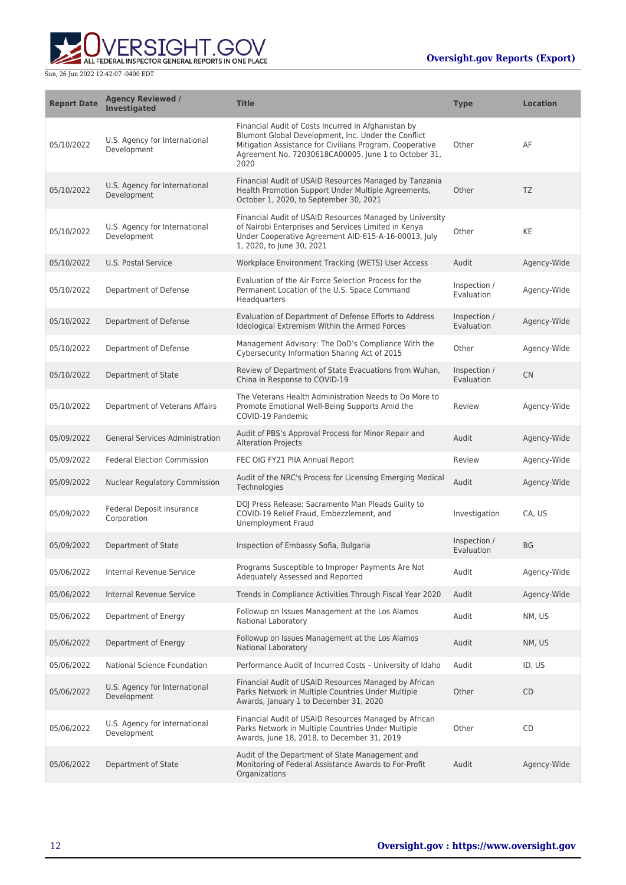| Report Date | Agency Reviewed / Investigated | Title | Type | Location |
|---|---|---|---|---|
| 05/10/2022 | U.S. Agency for International Development | Financial Audit of Costs Incurred in Afghanistan by Blumont Global Development, Inc. Under the Conflict Mitigation Assistance for Civilians Program, Cooperative Agreement No. 72030618CA00005, June 1 to October 31, 2020 | Other | AF |
| 05/10/2022 | U.S. Agency for International Development | Financial Audit of USAID Resources Managed by Tanzania Health Promotion Support Under Multiple Agreements, October 1, 2020, to September 30, 2021 | Other | TZ |
| 05/10/2022 | U.S. Agency for International Development | Financial Audit of USAID Resources Managed by University of Nairobi Enterprises and Services Limited in Kenya Under Cooperative Agreement AID-615-A-16-00013, July 1, 2020, to June 30, 2021 | Other | KE |
| 05/10/2022 | U.S. Postal Service | Workplace Environment Tracking (WETS) User Access | Audit | Agency-Wide |
| 05/10/2022 | Department of Defense | Evaluation of the Air Force Selection Process for the Permanent Location of the U.S. Space Command Headquarters | Inspection / Evaluation | Agency-Wide |
| 05/10/2022 | Department of Defense | Evaluation of Department of Defense Efforts to Address Ideological Extremism Within the Armed Forces | Inspection / Evaluation | Agency-Wide |
| 05/10/2022 | Department of Defense | Management Advisory: The DoD's Compliance With the Cybersecurity Information Sharing Act of 2015 | Other | Agency-Wide |
| 05/10/2022 | Department of State | Review of Department of State Evacuations from Wuhan, China in Response to COVID-19 | Inspection / Evaluation | CN |
| 05/10/2022 | Department of Veterans Affairs | The Veterans Health Administration Needs to Do More to Promote Emotional Well-Being Supports Amid the COVID-19 Pandemic | Review | Agency-Wide |
| 05/09/2022 | General Services Administration | Audit of PBS's Approval Process for Minor Repair and Alteration Projects | Audit | Agency-Wide |
| 05/09/2022 | Federal Election Commission | FEC OIG FY21 PIIA Annual Report | Review | Agency-Wide |
| 05/09/2022 | Nuclear Regulatory Commission | Audit of the NRC's Process for Licensing Emerging Medical Technologies | Audit | Agency-Wide |
| 05/09/2022 | Federal Deposit Insurance Corporation | DOJ Press Release: Sacramento Man Pleads Guilty to COVID-19 Relief Fraud, Embezzlement, and Unemployment Fraud | Investigation | CA, US |
| 05/09/2022 | Department of State | Inspection of Embassy Sofia, Bulgaria | Inspection / Evaluation | BG |
| 05/06/2022 | Internal Revenue Service | Programs Susceptible to Improper Payments Are Not Adequately Assessed and Reported | Audit | Agency-Wide |
| 05/06/2022 | Internal Revenue Service | Trends in Compliance Activities Through Fiscal Year 2020 | Audit | Agency-Wide |
| 05/06/2022 | Department of Energy | Followup on Issues Management at the Los Alamos National Laboratory | Audit | NM, US |
| 05/06/2022 | Department of Energy | Followup on Issues Management at the Los Alamos National Laboratory | Audit | NM, US |
| 05/06/2022 | National Science Foundation | Performance Audit of Incurred Costs – University of Idaho | Audit | ID, US |
| 05/06/2022 | U.S. Agency for International Development | Financial Audit of USAID Resources Managed by African Parks Network in Multiple Countries Under Multiple Awards, January 1 to December 31, 2020 | Other | CD |
| 05/06/2022 | U.S. Agency for International Development | Financial Audit of USAID Resources Managed by African Parks Network in Multiple Countries Under Multiple Awards, June 18, 2018, to December 31, 2019 | Other | CD |
| 05/06/2022 | Department of State | Audit of the Department of State Management and Monitoring of Federal Assistance Awards to For-Profit Organizations | Audit | Agency-Wide |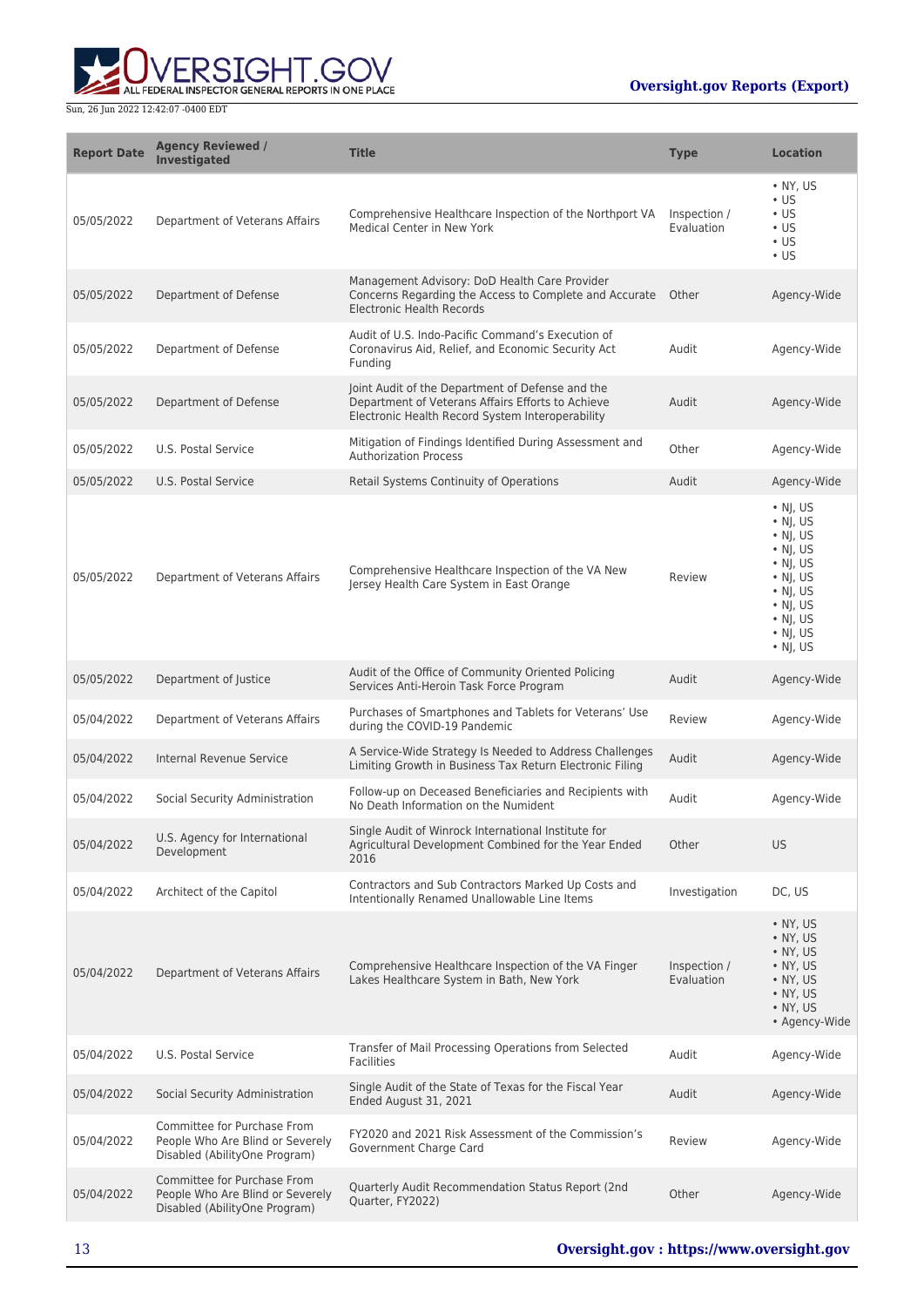| Report Date | Agency Reviewed / Investigated | Title | Type | Location |
| --- | --- | --- | --- | --- |
| 05/05/2022 | Department of Veterans Affairs | Comprehensive Healthcare Inspection of the Northport VA Medical Center in New York | Inspection / Evaluation | • NY, US<br>• US<br>• US<br>• US<br>• US<br>• US |
| 05/05/2022 | Department of Defense | Management Advisory: DoD Health Care Provider Concerns Regarding the Access to Complete and Accurate Electronic Health Records | Other | Agency-Wide |
| 05/05/2022 | Department of Defense | Audit of U.S. Indo-Pacific Command's Execution of Coronavirus Aid, Relief, and Economic Security Act Funding | Audit | Agency-Wide |
| 05/05/2022 | Department of Defense | Joint Audit of the Department of Defense and the Department of Veterans Affairs Efforts to Achieve Electronic Health Record System Interoperability | Audit | Agency-Wide |
| 05/05/2022 | U.S. Postal Service | Mitigation of Findings Identified During Assessment and Authorization Process | Other | Agency-Wide |
| 05/05/2022 | U.S. Postal Service | Retail Systems Continuity of Operations | Audit | Agency-Wide |
| 05/05/2022 | Department of Veterans Affairs | Comprehensive Healthcare Inspection of the VA New Jersey Health Care System in East Orange | Review | • NJ, US<br>• NJ, US<br>• NJ, US<br>• NJ, US<br>• NJ, US<br>• NJ, US<br>• NJ, US<br>• NJ, US<br>• NJ, US<br>• NJ, US<br>• NJ, US |
| 05/05/2022 | Department of Justice | Audit of the Office of Community Oriented Policing Services Anti-Heroin Task Force Program | Audit | Agency-Wide |
| 05/04/2022 | Department of Veterans Affairs | Purchases of Smartphones and Tablets for Veterans' Use during the COVID-19 Pandemic | Review | Agency-Wide |
| 05/04/2022 | Internal Revenue Service | A Service-Wide Strategy Is Needed to Address Challenges Limiting Growth in Business Tax Return Electronic Filing | Audit | Agency-Wide |
| 05/04/2022 | Social Security Administration | Follow-up on Deceased Beneficiaries and Recipients with No Death Information on the Numident | Audit | Agency-Wide |
| 05/04/2022 | U.S. Agency for International Development | Single Audit of Winrock International Institute for Agricultural Development Combined for the Year Ended 2016 | Other | US |
| 05/04/2022 | Architect of the Capitol | Contractors and Sub Contractors Marked Up Costs and Intentionally Renamed Unallowable Line Items | Investigation | DC, US |
| 05/04/2022 | Department of Veterans Affairs | Comprehensive Healthcare Inspection of the VA Finger Lakes Healthcare System in Bath, New York | Inspection / Evaluation | • NY, US<br>• NY, US<br>• NY, US<br>• NY, US<br>• NY, US<br>• NY, US<br>• NY, US<br>• Agency-Wide |
| 05/04/2022 | U.S. Postal Service | Transfer of Mail Processing Operations from Selected Facilities | Audit | Agency-Wide |
| 05/04/2022 | Social Security Administration | Single Audit of the State of Texas for the Fiscal Year Ended August 31, 2021 | Audit | Agency-Wide |
| 05/04/2022 | Committee for Purchase From People Who Are Blind or Severely Disabled (AbilityOne Program) | FY2020 and 2021 Risk Assessment of the Commission's Government Charge Card | Review | Agency-Wide |
| 05/04/2022 | Committee for Purchase From People Who Are Blind or Severely Disabled (AbilityOne Program) | Quarterly Audit Recommendation Status Report (2nd Quarter, FY2022) | Other | Agency-Wide |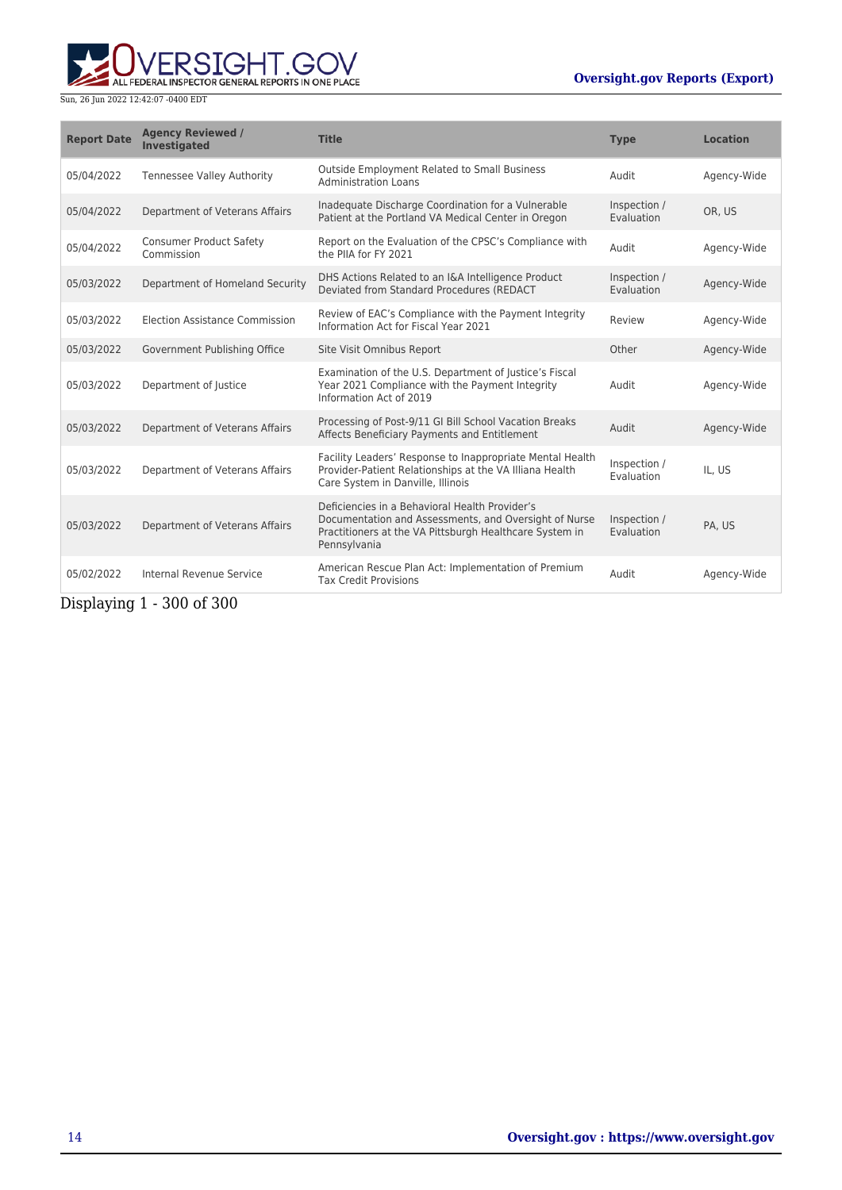| Report Date | Agency Reviewed / Investigated | Title | Type | Location |
| --- | --- | --- | --- | --- |
| 05/04/2022 | Tennessee Valley Authority | Outside Employment Related to Small Business Administration Loans | Audit | Agency-Wide |
| 05/04/2022 | Department of Veterans Affairs | Inadequate Discharge Coordination for a Vulnerable Patient at the Portland VA Medical Center in Oregon | Inspection / Evaluation | OR, US |
| 05/04/2022 | Consumer Product Safety Commission | Report on the Evaluation of the CPSC's Compliance with the PIIA for FY 2021 | Audit | Agency-Wide |
| 05/03/2022 | Department of Homeland Security | DHS Actions Related to an I&A Intelligence Product Deviated from Standard Procedures (REDACT | Inspection / Evaluation | Agency-Wide |
| 05/03/2022 | Election Assistance Commission | Review of EAC's Compliance with the Payment Integrity Information Act for Fiscal Year 2021 | Review | Agency-Wide |
| 05/03/2022 | Government Publishing Office | Site Visit Omnibus Report | Other | Agency-Wide |
| 05/03/2022 | Department of Justice | Examination of the U.S. Department of Justice's Fiscal Year 2021 Compliance with the Payment Integrity Information Act of 2019 | Audit | Agency-Wide |
| 05/03/2022 | Department of Veterans Affairs | Processing of Post-9/11 GI Bill School Vacation Breaks Affects Beneficiary Payments and Entitlement | Audit | Agency-Wide |
| 05/03/2022 | Department of Veterans Affairs | Facility Leaders' Response to Inappropriate Mental Health Provider-Patient Relationships at the VA Illiana Health Care System in Danville, Illinois | Inspection / Evaluation | IL, US |
| 05/03/2022 | Department of Veterans Affairs | Deficiencies in a Behavioral Health Provider's Documentation and Assessments, and Oversight of Nurse Practitioners at the VA Pittsburgh Healthcare System in Pennsylvania | Inspection / Evaluation | PA, US |
| 05/02/2022 | Internal Revenue Service | American Rescue Plan Act: Implementation of Premium Tax Credit Provisions | Audit | Agency-Wide |

Displaying 1 - 300 of 300